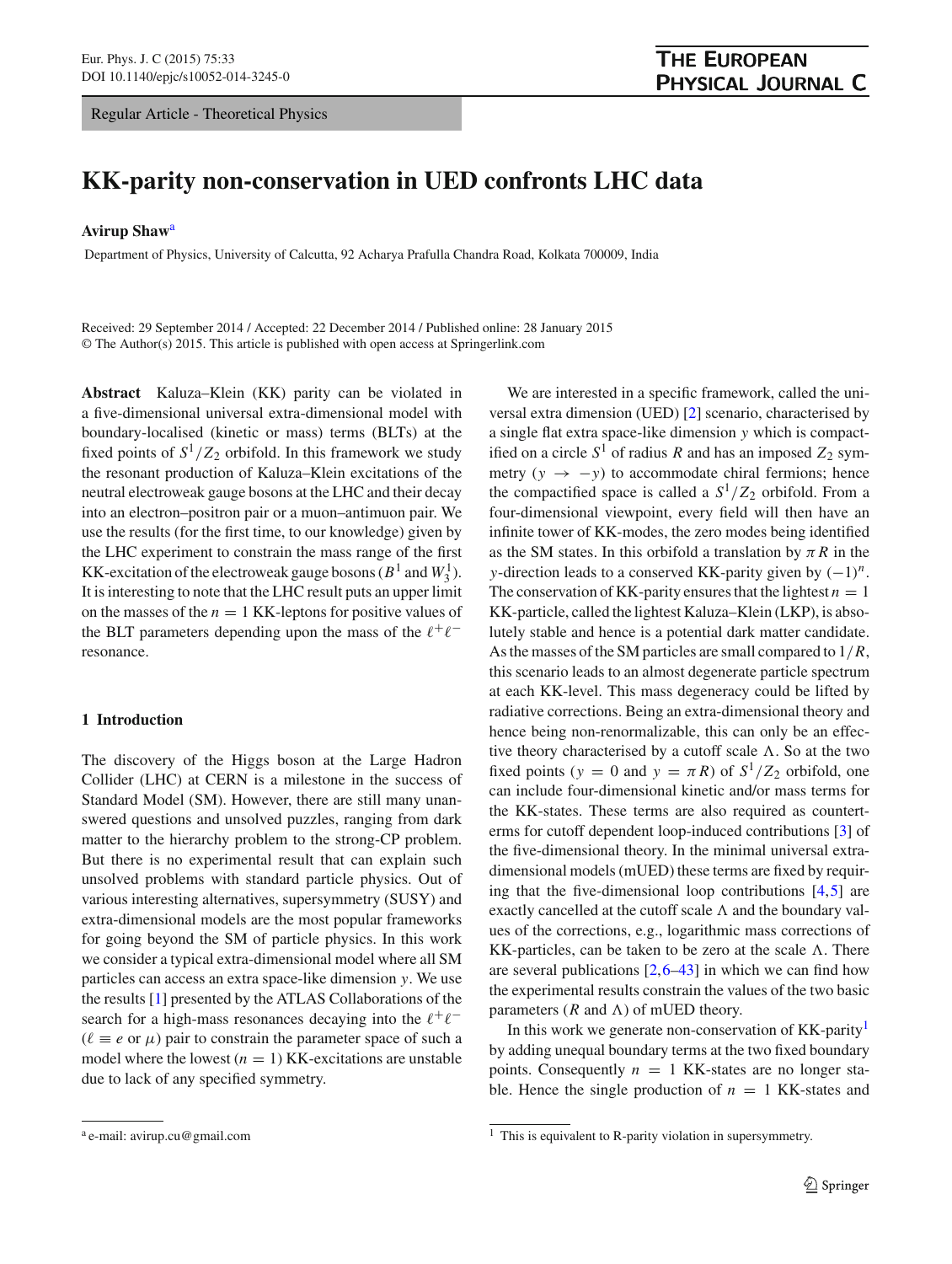Regular Article - Theoretical Physics

# KK-parity non-conservation in UED confronts LHC data

**Avirup Shaw**[a]

Department of Physics, University of Calcutta, 92 Acharya Prafulla Chandra Road, Kolkata 700009, India

Received: 29 September 2014 / Accepted: 22 December 2014 / Published online: 28 January 2015
© The Author(s) 2015. This article is published with open access at Springerlink.com

**Abstract** Kaluza–Klein (KK) parity can be violated in a five-dimensional universal extra-dimensional model with boundary-localised (kinetic or mass) terms (BLTs) at the fixed points of $S^1/Z_2$ orbifold. In this framework we study the resonant production of Kaluza–Klein excitations of the neutral electroweak gauge bosons at the LHC and their decay into an electron–positron pair or a muon–antimuon pair. We use the results (for the first time, to our knowledge) given by the LHC experiment to constrain the mass range of the first KK-excitation of the electroweak gauge bosons ($B^1$ and $W_3^1$). It is interesting to note that the LHC result puts an upper limit on the masses of the $n = 1$ KK-leptons for positive values of the BLT parameters depending upon the mass of the $\ell^+\ell^-$ resonance.

## 1 Introduction

The discovery of the Higgs boson at the Large Hadron Collider (LHC) at CERN is a milestone in the success of Standard Model (SM). However, there are still many unanswered questions and unsolved puzzles, ranging from dark matter to the hierarchy problem to the strong-CP problem. But there is no experimental result that can explain such unsolved problems with standard particle physics. Out of various interesting alternatives, supersymmetry (SUSY) and extra-dimensional models are the most popular frameworks for going beyond the SM of particle physics. In this work we consider a typical extra-dimensional model where all SM particles can access an extra space-like dimension $y$. We use the results [1] presented by the ATLAS Collaborations of the search for a high-mass resonances decaying into the $\ell^+\ell^-$ ($\ell \equiv e$ or $\mu$) pair to constrain the parameter space of such a model where the lowest ($n = 1$) KK-excitations are unstable due to lack of any specified symmetry.

We are interested in a specific framework, called the universal extra dimension (UED) [2] scenario, characterised by a single flat extra space-like dimension $y$ which is compactified on a circle $S^1$ of radius $R$ and has an imposed $Z_2$ symmetry ($y \to -y$) to accommodate chiral fermions; hence the compactified space is called a $S^1/Z_2$ orbifold. From a four-dimensional viewpoint, every field will then have an infinite tower of KK-modes, the zero modes being identified as the SM states. In this orbifold a translation by $\pi R$ in the $y$-direction leads to a conserved KK-parity given by $(-1)^n$. The conservation of KK-parity ensures that the lightest $n = 1$ KK-particle, called the lightest Kaluza–Klein (LKP), is absolutely stable and hence is a potential dark matter candidate. As the masses of the SM particles are small compared to $1/R$, this scenario leads to an almost degenerate particle spectrum at each KK-level. This mass degeneracy could be lifted by radiative corrections. Being an extra-dimensional theory and hence being non-renormalizable, this can only be an effective theory characterised by a cutoff scale $\Lambda$. So at the two fixed points ($y = 0$ and $y = \pi R$) of $S^1/Z_2$ orbifold, one can include four-dimensional kinetic and/or mass terms for the KK-states. These terms are also required as counterterms for cutoff dependent loop-induced contributions [3] of the five-dimensional theory. In the minimal universal extra-dimensional models (mUED) these terms are fixed by requiring that the five-dimensional loop contributions [4,5] are exactly cancelled at the cutoff scale $\Lambda$ and the boundary values of the corrections, e.g., logarithmic mass corrections of KK-particles, can be taken to be zero at the scale $\Lambda$. There are several publications [2,6–43] in which we can find how the experimental results constrain the values of the two basic parameters ($R$ and $\Lambda$) of mUED theory.

In this work we generate non-conservation of KK-parity[1] by adding unequal boundary terms at the two fixed boundary points. Consequently $n = 1$ KK-states are no longer stable. Hence the single production of $n = 1$ KK-states and

[a] e-mail: avirup.cu@gmail.com

[1] This is equivalent to R-parity violation in supersymmetry.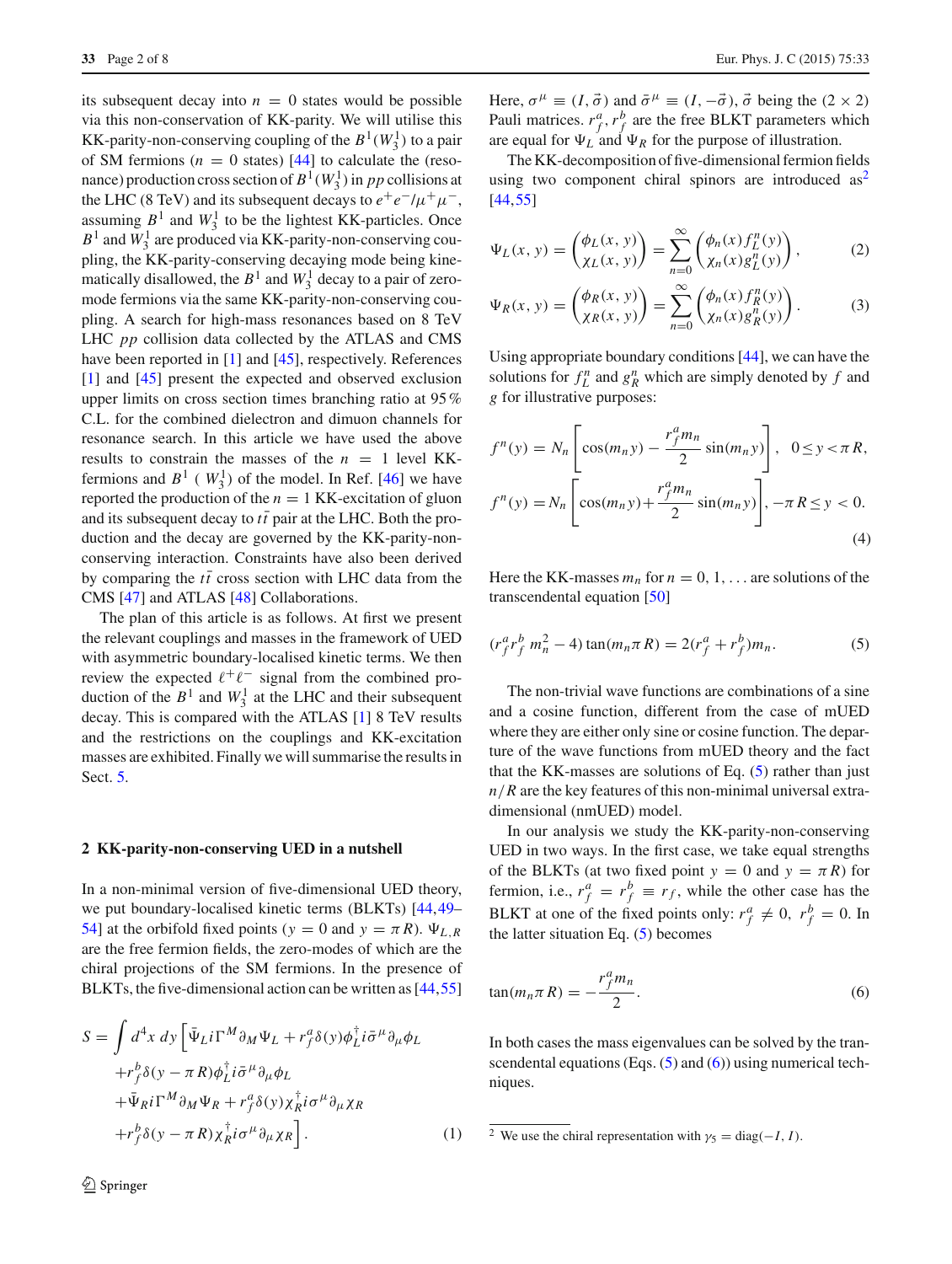its subsequent decay into $n = 0$ states would be possible via this non-conservation of KK-parity. We will utilise this KK-parity-non-conserving coupling of the $B^1(W_3^1)$ to a pair of SM fermions ($n = 0$ states) [44] to calculate the (resonance) production cross section of $B^1(W_3^1)$ in $pp$ collisions at the LHC (8 TeV) and its subsequent decays to $e^+e^-/\mu^+\mu^-$, assuming $B^1$ and $W_3^1$ to be the lightest KK-particles. Once $B^1$ and $W_3^1$ are produced via KK-parity-non-conserving coupling, the KK-parity-conserving decaying mode being kinematically disallowed, the $B^1$ and $W_3^1$ decay to a pair of zero-mode fermions via the same KK-parity-non-conserving coupling. A search for high-mass resonances based on 8 TeV LHC $pp$ collision data collected by the ATLAS and CMS have been reported in [1] and [45], respectively. References [1] and [45] present the expected and observed exclusion upper limits on cross section times branching ratio at 95 % C.L. for the combined dielectron and dimuon channels for resonance search. In this article we have used the above results to constrain the masses of the $n = 1$ level KK-fermions and $B^1$ ( $W_3^1$) of the model. In Ref. [46] we have reported the production of the $n = 1$ KK-excitation of gluon and its subsequent decay to $t\bar{t}$ pair at the LHC. Both the production and the decay are governed by the KK-parity-non-conserving interaction. Constraints have also been derived by comparing the $t\bar{t}$ cross section with LHC data from the CMS [47] and ATLAS [48] Collaborations.

The plan of this article is as follows. At first we present the relevant couplings and masses in the framework of UED with asymmetric boundary-localised kinetic terms. We then review the expected $\ell^+\ell^-$ signal from the combined production of the $B^1$ and $W_3^1$ at the LHC and their subsequent decay. This is compared with the ATLAS [1] 8 TeV results and the restrictions on the couplings and KK-excitation masses are exhibited. Finally we will summarise the results in Sect. 5.

## 2 KK-parity-non-conserving UED in a nutshell

In a non-minimal version of five-dimensional UED theory, we put boundary-localised kinetic terms (BLKTs) [44,49–54] at the orbifold fixed points ($y = 0$ and $y = \pi R$). $\Psi_{L,R}$ are the free fermion fields, the zero-modes of which are the chiral projections of the SM fermions. In the presence of BLKTs, the five-dimensional action can be written as [44,55]

$$
\begin{aligned}
S = \int d^4x\, dy \Big[ & \bar{\Psi}_L i\Gamma^M \partial_M \Psi_L + r_f^a \delta(y)\phi_L^\dagger i\bar{\sigma}^\mu \partial_\mu \phi_L \\
& + r_f^b \delta(y - \pi R)\phi_L^\dagger i\bar{\sigma}^\mu \partial_\mu \phi_L \\
& + \bar{\Psi}_R i\Gamma^M \partial_M \Psi_R + r_f^a \delta(y)\chi_R^\dagger i\sigma^\mu \partial_\mu \chi_R \\
& + r_f^b \delta(y - \pi R)\chi_R^\dagger i\sigma^\mu \partial_\mu \chi_R \Big]. \qquad (1)
\end{aligned}
$$

Here, $\sigma^\mu \equiv (I, \vec{\sigma})$ and $\bar{\sigma}^\mu \equiv (I, -\vec{\sigma})$, $\vec{\sigma}$ being the $(2 \times 2)$ Pauli matrices. $r_f^a, r_f^b$ are the free BLKT parameters which are equal for $\Psi_L$ and $\Psi_R$ for the purpose of illustration.

The KK-decomposition of five-dimensional fermion fields using two component chiral spinors are introduced as[2] [44,55]

$$
\Psi_L(x, y) = \begin{pmatrix} \phi_L(x, y) \\ \chi_L(x, y) \end{pmatrix} = \sum_{n=0}^{\infty} \begin{pmatrix} \phi_n(x) f_L^n(y) \\ \chi_n(x) g_L^n(y) \end{pmatrix}, \qquad (2)
$$

$$
\Psi_R(x, y) = \begin{pmatrix} \phi_R(x, y) \\ \chi_R(x, y) \end{pmatrix} = \sum_{n=0}^{\infty} \begin{pmatrix} \phi_n(x) f_R^n(y) \\ \chi_n(x) g_R^n(y) \end{pmatrix}. \qquad (3)
$$

Using appropriate boundary conditions [44], we can have the solutions for $f_L^n$ and $g_R^n$ which are simply denoted by $f$ and $g$ for illustrative purposes:

$$
\begin{aligned}
f^n(y) &= N_n \left[ \cos(m_n y) - \frac{r_f^a m_n}{2} \sin(m_n y) \right], \quad 0 \le y < \pi R, \\
f^n(y) &= N_n \left[ \cos(m_n y) + \frac{r_f^a m_n}{2} \sin(m_n y) \right], \, -\pi R \le y < 0.
\end{aligned} \qquad (4)
$$

Here the KK-masses $m_n$ for $n = 0, 1, \ldots$ are solutions of the transcendental equation [50]

$$
(r_f^a r_f^b\, m_n^2 - 4) \tan(m_n \pi R) = 2(r_f^a + r_f^b) m_n. \qquad (5)
$$

The non-trivial wave functions are combinations of a sine and a cosine function, different from the case of mUED where they are either only sine or cosine function. The departure of the wave functions from mUED theory and the fact that the KK-masses are solutions of Eq. (5) rather than just $n/R$ are the key features of this non-minimal universal extra-dimensional (nmUED) model.

In our analysis we study the KK-parity-non-conserving UED in two ways. In the first case, we take equal strengths of the BLKTs (at two fixed point $y = 0$ and $y = \pi R$) for fermion, i.e., $r_f^a = r_f^b \equiv r_f$, while the other case has the BLKT at one of the fixed points only: $r_f^a \neq 0$, $r_f^b = 0$. In the latter situation Eq. (5) becomes

$$
\tan(m_n \pi R) = -\frac{r_f^a m_n}{2}. \qquad (6)
$$

In both cases the mass eigenvalues can be solved by the transcendental equations (Eqs. (5) and (6)) using numerical techniques.

[2] We use the chiral representation with $\gamma_5 = \mathrm{diag}(-I, I)$.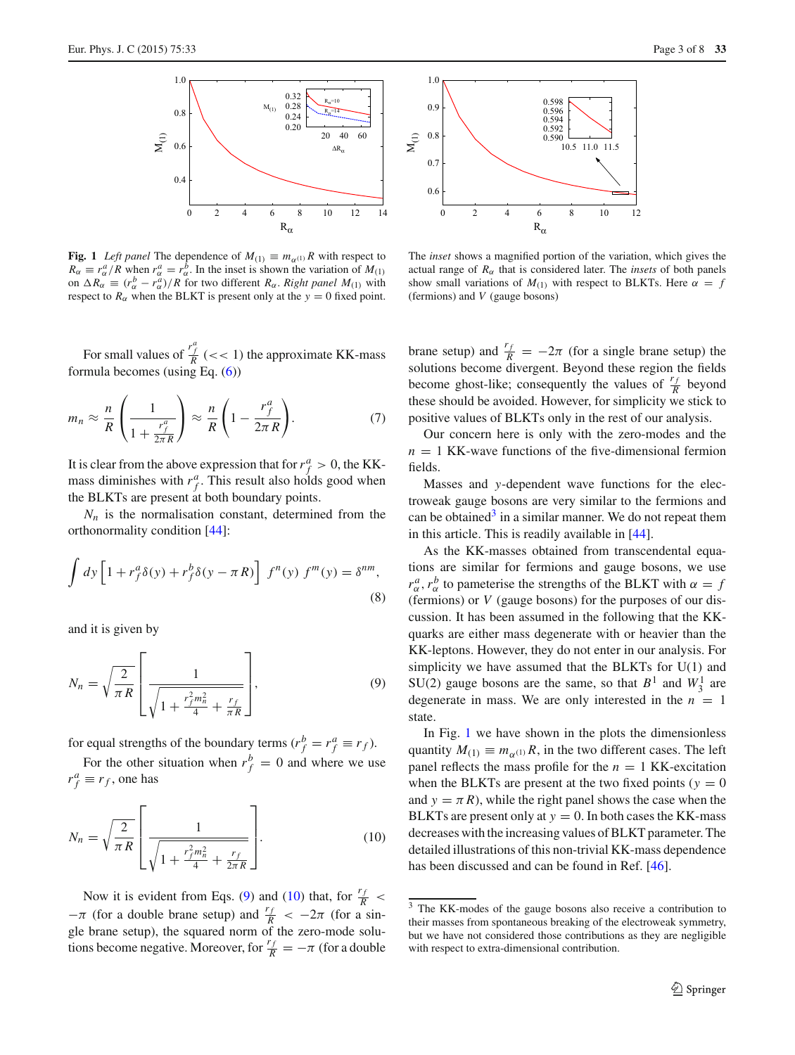**Fig. 1** *Left panel* The dependence of $M_{(1)} \equiv m_{\alpha^{(1)}} R$ with respect to $R_\alpha \equiv r_\alpha^a / R$ when $r_\alpha^a = r_\alpha^b$. In the inset is shown the variation of $M_{(1)}$ on $\Delta R_\alpha \equiv (r_\alpha^b - r_\alpha^a)/R$ for two different $R_\alpha$. *Right panel* $M_{(1)}$ with respect to $R_\alpha$ when the BLKT is present only at the $y = 0$ fixed point. The *inset* shows a magnified portion of the variation, which gives the actual range of $R_\alpha$ that is considered later. The *insets* of both panels show small variations of $M_{(1)}$ with respect to BLKTs. Here $\alpha = f$ (fermions) and $V$ (gauge bosons)

For small values of $\frac{r_f^a}{R}$ ($<< 1$) the approximate KK-mass formula becomes (using Eq. (6))

$$m_n \approx \frac{n}{R}\left(\frac{1}{1+\frac{r_f^a}{2\pi R}}\right) \approx \frac{n}{R}\left(1 - \frac{r_f^a}{2\pi R}\right). \tag{7}$$

It is clear from the above expression that for $r_f^a > 0$, the KK-mass diminishes with $r_f^a$. This result also holds good when the BLKTs are present at both boundary points.

$N_n$ is the normalisation constant, determined from the orthonormality condition [44]:

$$\int dy \left[1 + r_f^a \delta(y) + r_f^b \delta(y - \pi R)\right] \; f^n(y)\; f^m(y) = \delta^{nm}, \tag{8}$$

and it is given by

$$N_n = \sqrt{\frac{2}{\pi R}}\left[\frac{1}{\sqrt{1 + \frac{r_f^2 m_n^2}{4} + \frac{r_f}{\pi R}}}\right], \tag{9}$$

for equal strengths of the boundary terms ($r_f^b = r_f^a \equiv r_f$).

For the other situation when $r_f^b = 0$ and where we use $r_f^a \equiv r_f$, one has

$$N_n = \sqrt{\frac{2}{\pi R}}\left[\frac{1}{\sqrt{1 + \frac{r_f^2 m_n^2}{4} + \frac{r_f}{2\pi R}}}\right]. \tag{10}$$

Now it is evident from Eqs. (9) and (10) that, for $\frac{r_f}{R} < -\pi$ (for a double brane setup) and $\frac{r_f}{R} < -2\pi$ (for a single brane setup), the squared norm of the zero-mode solutions become negative. Moreover, for $\frac{r_f}{R} = -\pi$ (for a double brane setup) and $\frac{r_f}{R} = -2\pi$ (for a single brane setup) the solutions become divergent. Beyond these region the fields become ghost-like; consequently the values of $\frac{r_f}{R}$ beyond these should be avoided. However, for simplicity we stick to positive values of BLKTs only in the rest of our analysis.

Our concern here is only with the zero-modes and the $n = 1$ KK-wave functions of the five-dimensional fermion fields.

Masses and $y$-dependent wave functions for the electroweak gauge bosons are very similar to the fermions and can be obtained[3] in a similar manner. We do not repeat them in this article. This is readily available in [44].

As the KK-masses obtained from transcendental equations are similar for fermions and gauge bosons, we use $r_\alpha^a, r_\alpha^b$ to pameterise the strengths of the BLKT with $\alpha = f$ (fermions) or $V$ (gauge bosons) for the purposes of our discussion. It has been assumed in the following that the KK-quarks are either mass degenerate with or heavier than the KK-leptons. However, they do not enter in our analysis. For simplicity we have assumed that the BLKTs for U(1) and SU(2) gauge bosons are the same, so that $B^1$ and $W_3^1$ are degenerate in mass. We are only interested in the $n = 1$ state.

In Fig. 1 we have shown in the plots the dimensionless quantity $M_{(1)} \equiv m_{\alpha^{(1)}} R$, in the two different cases. The left panel reflects the mass profile for the $n = 1$ KK-excitation when the BLKTs are present at the two fixed points ($y = 0$ and $y = \pi R$), while the right panel shows the case when the BLKTs are present only at $y = 0$. In both cases the KK-mass decreases with the increasing values of BLKT parameter. The detailed illustrations of this non-trivial KK-mass dependence has been discussed and can be found in Ref. [46].

[3] The KK-modes of the gauge bosons also receive a contribution to their masses from spontaneous breaking of the electroweak symmetry, but we have not considered those contributions as they are negligible with respect to extra-dimensional contribution.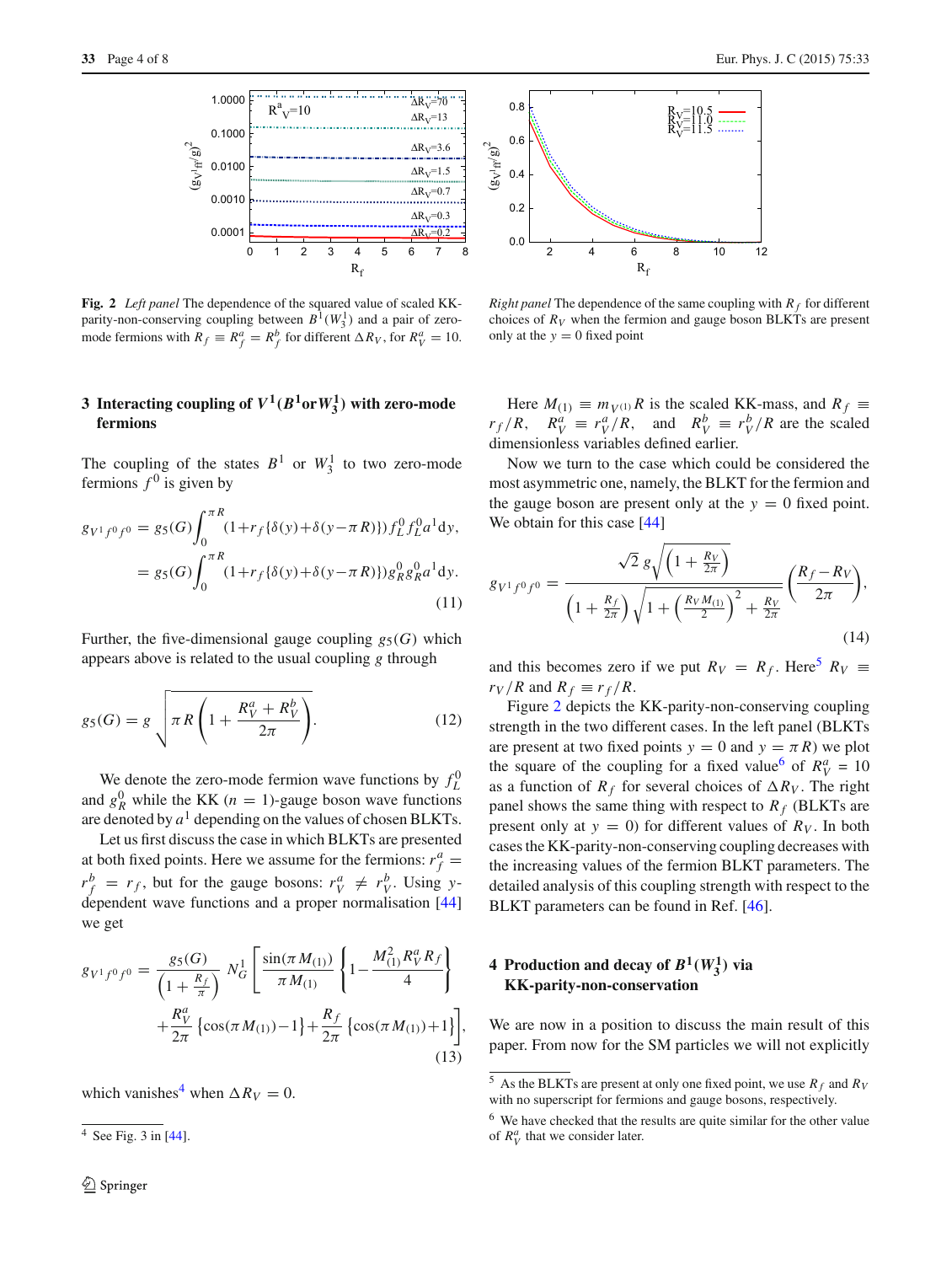**Fig. 2** *Left panel* The dependence of the squared value of scaled KK-parity-non-conserving coupling between $B^1(W_3^1)$ and a pair of zero-mode fermions with $R_f \equiv R_f^a = R_f^b$ for different $\Delta R_V$, for $R_V^a = 10$. *Right panel* The dependence of the same coupling with $R_f$ for different choices of $R_V$ when the fermion and gauge boson BLKTs are present only at the $y = 0$ fixed point

## 3 Interacting coupling of $V^1(B^1$or$W_3^1)$ with zero-mode fermions

The coupling of the states $B^1$ or $W_3^1$ to two zero-mode fermions $f^0$ is given by

$$g_{V^1f^0f^0} = g_5(G)\int_0^{\pi R}(1+r_f\{\delta(y)+\delta(y-\pi R)\})f_L^0 f_L^0 a^1 \mathrm{d}y,$$
$$= g_5(G)\int_0^{\pi R}(1+r_f\{\delta(y)+\delta(y-\pi R)\})g_R^0 g_R^0 a^1 \mathrm{d}y. \tag{11}$$

Further, the five-dimensional gauge coupling $g_5(G)$ which appears above is related to the usual coupling $g$ through

$$g_5(G) = g\sqrt{\pi R\left(1+\frac{R_V^a+R_V^b}{2\pi}\right)}. \tag{12}$$

We denote the zero-mode fermion wave functions by $f_L^0$ and $g_R^0$ while the KK ($n = 1$)-gauge boson wave functions are denoted by $a^1$ depending on the values of chosen BLKTs.

Let us first discuss the case in which BLKTs are presented at both fixed points. Here we assume for the fermions: $r_f^a = r_f^b = r_f$, but for the gauge bosons: $r_V^a \neq r_V^b$. Using $y$-dependent wave functions and a proper normalisation [44] we get

$$g_{V^1f^0f^0} = \frac{g_5(G)}{\left(1+\frac{R_f}{\pi}\right)} N_G^1\left[\frac{\sin(\pi M_{(1)})}{\pi M_{(1)}}\left\{1-\frac{M_{(1)}^2 R_V^a R_f}{4}\right\}\right.$$
$$\left.+\frac{R_V^a}{2\pi}\left\{\cos(\pi M_{(1)})-1\right\}+\frac{R_f}{2\pi}\left\{\cos(\pi M_{(1)})+1\right\}\right], \tag{13}$$

which vanishes[4] when $\Delta R_V = 0$.

Here $M_{(1)} \equiv m_{V^{(1)}}R$ is the scaled KK-mass, and $R_f \equiv r_f/R$, $R_V^a \equiv r_V^a/R$, and $R_V^b \equiv r_V^b/R$ are the scaled dimensionless variables defined earlier.

Now we turn to the case which could be considered the most asymmetric one, namely, the BLKT for the fermion and the gauge boson are present only at the $y = 0$ fixed point. We obtain for this case [44]

$$g_{V^1f^0f^0} = \frac{\sqrt{2}\, g\sqrt{\left(1+\frac{R_V}{2\pi}\right)}}{\left(1+\frac{R_f}{2\pi}\right)\sqrt{1+\left(\frac{R_V M_{(1)}}{2}\right)^2+\frac{R_V}{2\pi}}}\left(\frac{R_f-R_V}{2\pi}\right), \tag{14}$$

and this becomes zero if we put $R_V = R_f$. Here[5] $R_V \equiv r_V/R$ and $R_f \equiv r_f/R$.

Figure 2 depicts the KK-parity-non-conserving coupling strength in the two different cases. In the left panel (BLKTs are present at two fixed points $y = 0$ and $y = \pi R$) we plot the square of the coupling for a fixed value[6] of $R_V^a = 10$ as a function of $R_f$ for several choices of $\Delta R_V$. The right panel shows the same thing with respect to $R_f$ (BLKTs are present only at $y = 0$) for different values of $R_V$. In both cases the KK-parity-non-conserving coupling decreases with the increasing values of the fermion BLKT parameters. The detailed analysis of this coupling strength with respect to the BLKT parameters can be found in Ref. [46].

## 4 Production and decay of $B^1(W_3^1)$ via KK-parity-non-conservation

We are now in a position to discuss the main result of this paper. From now for the SM particles we will not explicitly

---

[4] See Fig. 3 in [44].

[5] As the BLKTs are present at only one fixed point, we use $R_f$ and $R_V$ with no superscript for fermions and gauge bosons, respectively.

[6] We have checked that the results are quite similar for the other value of $R_V^a$ that we consider later.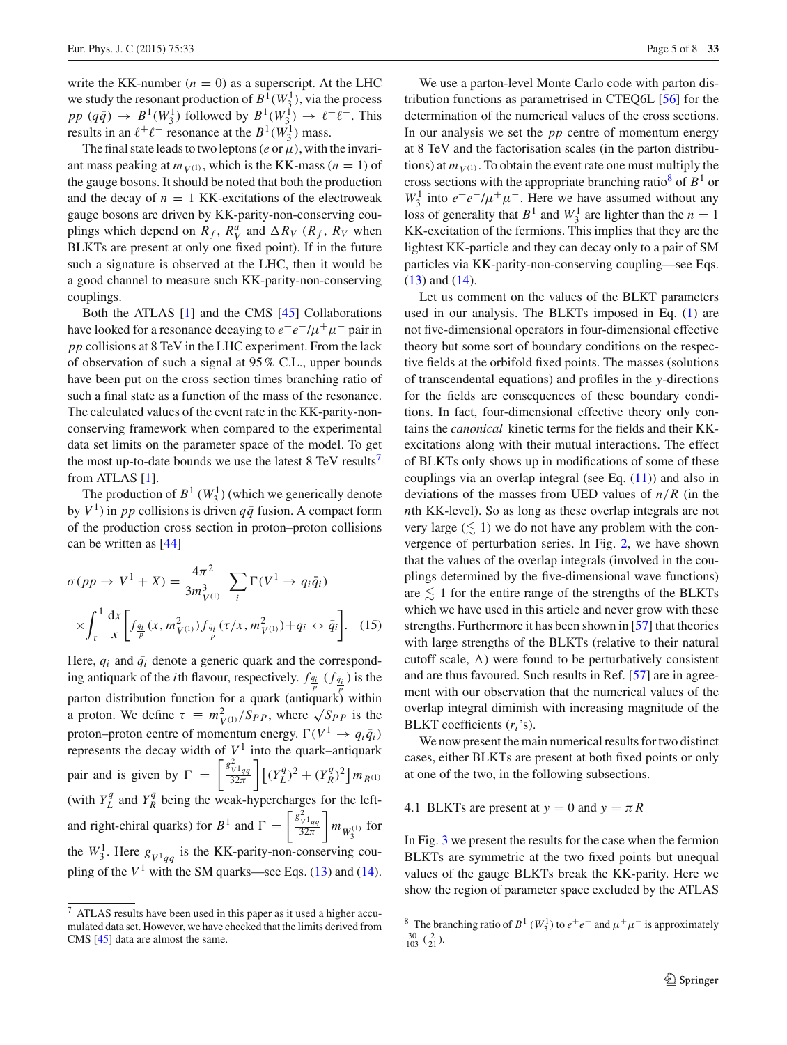write the KK-number ($n = 0$) as a superscript. At the LHC we study the resonant production of $B^1(W_3^1)$, via the process $pp$ $(q\bar{q}) \rightarrow B^1(W_3^1)$ followed by $B^1(W_3^1) \rightarrow \ell^+\ell^-$. This results in an $\ell^+\ell^-$ resonance at the $B^1(W_3^1)$ mass.

The final state leads to two leptons ($e$ or $\mu$), with the invariant mass peaking at $m_{V^{(1)}}$, which is the KK-mass ($n = 1$) of the gauge bosons. It should be noted that both the production and the decay of $n = 1$ KK-excitations of the electroweak gauge bosons are driven by KK-parity-non-conserving couplings which depend on $R_f$, $R_V^a$ and $\Delta R_V$ ($R_f$, $R_V$ when BLKTs are present at only one fixed point). If in the future such a signature is observed at the LHC, then it would be a good channel to measure such KK-parity-non-conserving couplings.

Both the ATLAS [1] and the CMS [45] Collaborations have looked for a resonance decaying to $e^+e^-/\mu^+\mu^-$ pair in $pp$ collisions at 8 TeV in the LHC experiment. From the lack of observation of such a signal at 95 % C.L., upper bounds have been put on the cross section times branching ratio of such a final state as a function of the mass of the resonance. The calculated values of the event rate in the KK-parity-non-conserving framework when compared to the experimental data set limits on the parameter space of the model. To get the most up-to-date bounds we use the latest 8 TeV results[7] from ATLAS [1].

The production of $B^1$ ($W_3^1$) (which we generically denote by $V^1$) in $pp$ collisions is driven $q\bar{q}$ fusion. A compact form of the production cross section in proton–proton collisions can be written as [44]

$$\sigma(pp \rightarrow V^1 + X) = \frac{4\pi^2}{3m_{V^{(1)}}^3} \sum_i \Gamma(V^1 \rightarrow q_i\bar{q}_i) \times \int_\tau^1 \frac{\mathrm{d}x}{x}\left[f_{\frac{q_i}{p}}(x, m_{V^{(1)}}^2) f_{\frac{\bar{q}_i}{p}}(\tau/x, m_{V^{(1)}}^2) + q_i \leftrightarrow \bar{q}_i\right]. \quad (15)$$

Here, $q_i$ and $\bar{q}_i$ denote a generic quark and the corresponding antiquark of the $i$th flavour, respectively. $f_{\frac{q_i}{p}}$ ($f_{\frac{\bar{q}_i}{p}}$) is the parton distribution function for a quark (antiquark) within a proton. We define $\tau \equiv m_{V^{(1)}}^2/S_{PP}$, where $\sqrt{S_{PP}}$ is the proton–proton centre of momentum energy. $\Gamma(V^1 \rightarrow q_i\bar{q}_i)$ represents the decay width of $V^1$ into the quark–antiquark pair and is given by $\Gamma = \left[\frac{g_{V^1qq}^2}{32\pi}\right]\left[(Y_L^q)^2 + (Y_R^q)^2\right] m_{B^{(1)}}$ (with $Y_L^q$ and $Y_R^q$ being the weak-hypercharges for the left- and right-chiral quarks) for $B^1$ and $\Gamma = \left[\frac{g_{V^1qq}^2}{32\pi}\right] m_{W_3^{(1)}}$ for the $W_3^1$. Here $g_{V^1qq}$ is the KK-parity-non-conserving coupling of the $V^1$ with the SM quarks—see Eqs. (13) and (14).

We use a parton-level Monte Carlo code with parton distribution functions as parametrised in CTEQ6L [56] for the determination of the numerical values of the cross sections. In our analysis we set the $pp$ centre of momentum energy at 8 TeV and the factorisation scales (in the parton distributions) at $m_{V^{(1)}}$. To obtain the event rate one must multiply the cross sections with the appropriate branching ratio[8] of $B^1$ or $W_3^1$ into $e^+e^-/\mu^+\mu^-$. Here we have assumed without any loss of generality that $B^1$ and $W_3^1$ are lighter than the $n = 1$ KK-excitation of the fermions. This implies that they are the lightest KK-particle and they can decay only to a pair of SM particles via KK-parity-non-conserving coupling—see Eqs. (13) and (14).

Let us comment on the values of the BLKT parameters used in our analysis. The BLKTs imposed in Eq. (1) are not five-dimensional operators in four-dimensional effective theory but some sort of boundary conditions on the respective fields at the orbifold fixed points. The masses (solutions of transcendental equations) and profiles in the $y$-directions for the fields are consequences of these boundary conditions. In fact, four-dimensional effective theory only contains the *canonical* kinetic terms for the fields and their KK-excitations along with their mutual interactions. The effect of BLKTs only shows up in modifications of some of these couplings via an overlap integral (see Eq. (11)) and also in deviations of the masses from UED values of $n/R$ (in the $n$th KK-level). So as long as these overlap integrals are not very large ($\lesssim 1$) we do not have any problem with the convergence of perturbation series. In Fig. 2, we have shown that the values of the overlap integrals (involved in the couplings determined by the five-dimensional wave functions) are $\lesssim 1$ for the entire range of the strengths of the BLKTs which we have used in this article and never grow with these strengths. Furthermore it has been shown in [57] that theories with large strengths of the BLKTs (relative to their natural cutoff scale, $\Lambda$) were found to be perturbatively consistent and are thus favoured. Such results in Ref. [57] are in agreement with our observation that the numerical values of the overlap integral diminish with increasing magnitude of the BLKT coefficients ($r_i$'s).

We now present the main numerical results for two distinct cases, either BLKTs are present at both fixed points or only at one of the two, in the following subsections.

### 4.1 BLKTs are present at $y = 0$ and $y = \pi R$

In Fig. 3 we present the results for the case when the fermion BLKTs are symmetric at the two fixed points but unequal values of the gauge BLKTs break the KK-parity. Here we show the region of parameter space excluded by the ATLAS

---

[7] ATLAS results have been used in this paper as it used a higher accumulated data set. However, we have checked that the limits derived from CMS [45] data are almost the same.

[8] The branching ratio of $B^1$ ($W_3^1$) to $e^+e^-$ and $\mu^+\mu^-$ is approximately $\frac{30}{103}$ ($\frac{2}{21}$).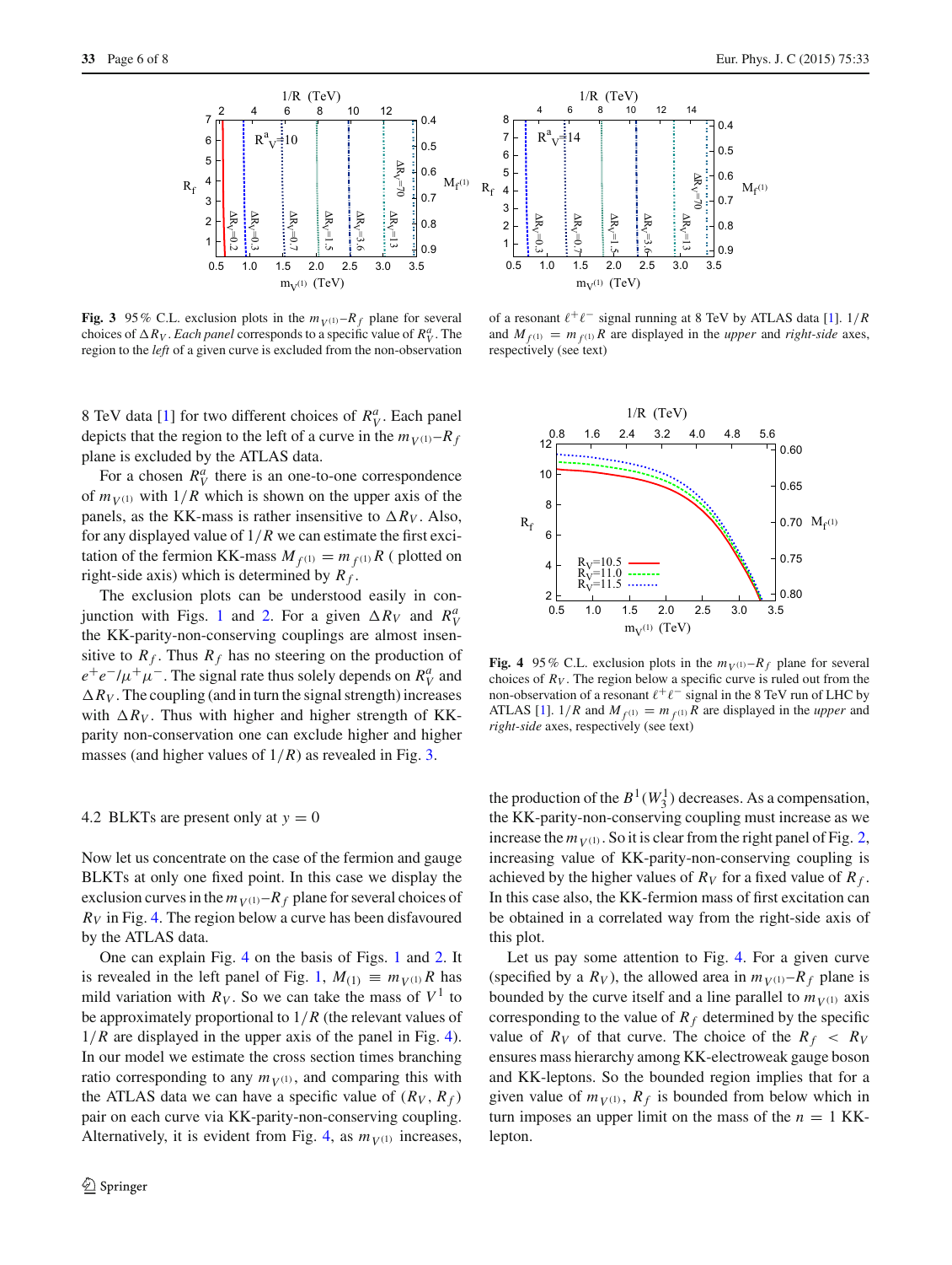**Fig. 3** 95 % C.L. exclusion plots in the $m_{V^{(1)}}$–$R_f$ plane for several choices of $\Delta R_V$. *Each panel* corresponds to a specific value of $R_V^a$. The region to the *left* of a given curve is excluded from the non-observation of a resonant $\ell^+\ell^-$ signal running at 8 TeV by ATLAS data [1]. $1/R$ and $M_{f^{(1)}} = m_{f^{(1)}}R$ are displayed in the *upper* and *right-side* axes, respectively (see text)

8 TeV data [1] for two different choices of $R_V^a$. Each panel depicts that the region to the left of a curve in the $m_{V^{(1)}}$–$R_f$ plane is excluded by the ATLAS data.

For a chosen $R_V^a$ there is an one-to-one correspondence of $m_{V^{(1)}}$ with $1/R$ which is shown on the upper axis of the panels, as the KK-mass is rather insensitive to $\Delta R_V$. Also, for any displayed value of $1/R$ we can estimate the first excitation of the fermion KK-mass $M_{f^{(1)}} = m_{f^{(1)}}R$ ( plotted on right-side axis) which is determined by $R_f$.

The exclusion plots can be understood easily in conjunction with Figs. 1 and 2. For a given $\Delta R_V$ and $R_V^a$ the KK-parity-non-conserving couplings are almost insensitive to $R_f$. Thus $R_f$ has no steering on the production of $e^+e^-/\mu^+\mu^-$. The signal rate thus solely depends on $R_V^a$ and $\Delta R_V$. The coupling (and in turn the signal strength) increases with $\Delta R_V$. Thus with higher and higher strength of KK-parity non-conservation one can exclude higher and higher masses (and higher values of $1/R$) as revealed in Fig. 3.

### 4.2 BLKTs are present only at $y = 0$

Now let us concentrate on the case of the fermion and gauge BLKTs at only one fixed point. In this case we display the exclusion curves in the $m_{V^{(1)}}$–$R_f$ plane for several choices of $R_V$ in Fig. 4. The region below a curve has been disfavoured by the ATLAS data.

One can explain Fig. 4 on the basis of Figs. 1 and 2. It is revealed in the left panel of Fig. 1, $M_{(1)} \equiv m_{V^{(1)}}R$ has mild variation with $R_V$. So we can take the mass of $V^1$ to be approximately proportional to $1/R$ (the relevant values of $1/R$ are displayed in the upper axis of the panel in Fig. 4). In our model we estimate the cross section times branching ratio corresponding to any $m_{V^{(1)}}$, and comparing this with the ATLAS data we can have a specific value of $(R_V, R_f)$ pair on each curve via KK-parity-non-conserving coupling. Alternatively, it is evident from Fig. 4, as $m_{V^{(1)}}$ increases,

**Fig. 4** 95 % C.L. exclusion plots in the $m_{V^{(1)}}$–$R_f$ plane for several choices of $R_V$. The region below a specific curve is ruled out from the non-observation of a resonant $\ell^+\ell^-$ signal in the 8 TeV run of LHC by ATLAS [1]. $1/R$ and $M_{f^{(1)}} = m_{f^{(1)}}R$ are displayed in the *upper* and *right-side* axes, respectively (see text)

the production of the $B^1(W_3^1)$ decreases. As a compensation, the KK-parity-non-conserving coupling must increase as we increase the $m_{V^{(1)}}$. So it is clear from the right panel of Fig. 2, increasing value of KK-parity-non-conserving coupling is achieved by the higher values of $R_V$ for a fixed value of $R_f$. In this case also, the KK-fermion mass of first excitation can be obtained in a correlated way from the right-side axis of this plot.

Let us pay some attention to Fig. 4. For a given curve (specified by a $R_V$), the allowed area in $m_{V^{(1)}}$–$R_f$ plane is bounded by the curve itself and a line parallel to $m_{V^{(1)}}$ axis corresponding to the value of $R_f$ determined by the specific value of $R_V$ of that curve. The choice of the $R_f < R_V$ ensures mass hierarchy among KK-electroweak gauge boson and KK-leptons. So the bounded region implies that for a given value of $m_{V^{(1)}}$, $R_f$ is bounded from below which in turn imposes an upper limit on the mass of the $n = 1$ KK-lepton.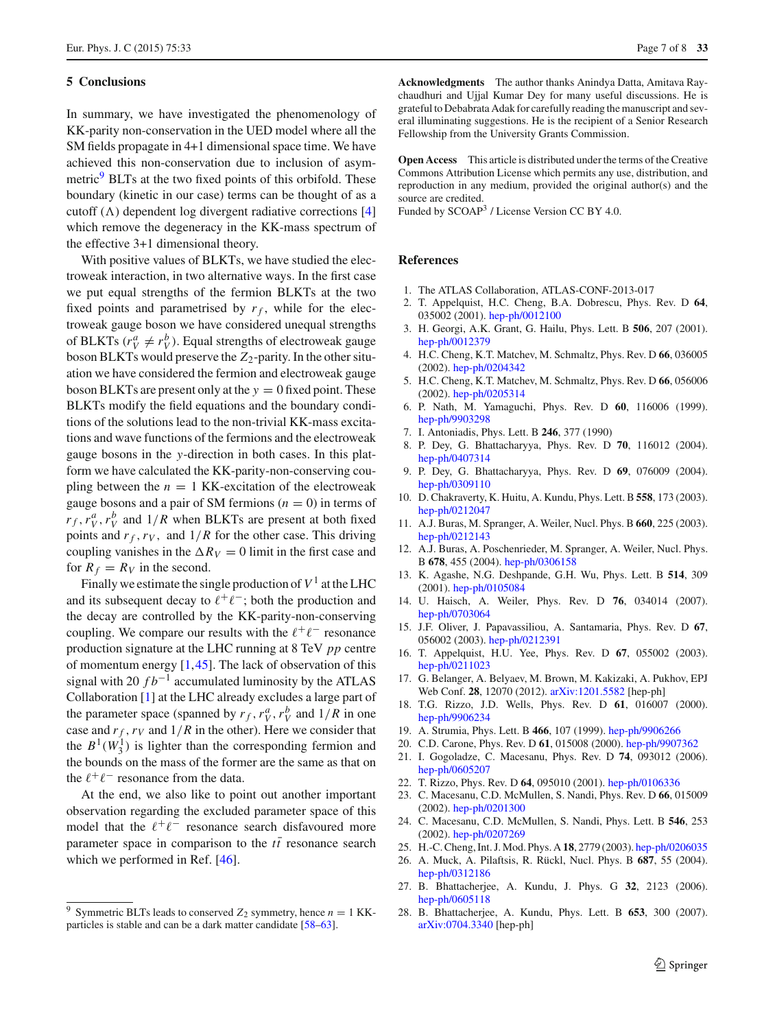## 5 Conclusions

In summary, we have investigated the phenomenology of KK-parity non-conservation in the UED model where all the SM fields propagate in 4+1 dimensional space time. We have achieved this non-conservation due to inclusion of asymmetric[9] BLTs at the two fixed points of this orbifold. These boundary (kinetic in our case) terms can be thought of as a cutoff ($\Lambda$) dependent log divergent radiative corrections [4] which remove the degeneracy in the KK-mass spectrum of the effective 3+1 dimensional theory.

With positive values of BLKTs, we have studied the electroweak interaction, in two alternative ways. In the first case we put equal strengths of the fermion BLKTs at the two fixed points and parametrised by $r_f$, while for the electroweak gauge boson we have considered unequal strengths of BLKTs ($r_V^a \neq r_V^b$). Equal strengths of electroweak gauge boson BLKTs would preserve the $Z_2$-parity. In the other situation we have considered the fermion and electroweak gauge boson BLKTs are present only at the $y = 0$ fixed point. These BLKTs modify the field equations and the boundary conditions of the solutions lead to the non-trivial KK-mass excitations and wave functions of the fermions and the electroweak gauge bosons in the $y$-direction in both cases. In this platform we have calculated the KK-parity-non-conserving coupling between the $n = 1$ KK-excitation of the electroweak gauge bosons and a pair of SM fermions ($n = 0$) in terms of $r_f, r_V^a, r_V^b$ and $1/R$ when BLKTs are present at both fixed points and $r_f, r_V,$ and $1/R$ for the other case. This driving coupling vanishes in the $\Delta R_V = 0$ limit in the first case and for $R_f = R_V$ in the second.

Finally we estimate the single production of $V^1$ at the LHC and its subsequent decay to $\ell^+\ell^-$; both the production and the decay are controlled by the KK-parity-non-conserving coupling. We compare our results with the $\ell^+\ell^-$ resonance production signature at the LHC running at 8 TeV $pp$ centre of momentum energy [1,45]. The lack of observation of this signal with 20 $fb^{-1}$ accumulated luminosity by the ATLAS Collaboration [1] at the LHC already excludes a large part of the parameter space (spanned by $r_f, r_V^a, r_V^b$ and $1/R$ in one case and $r_f, r_V$ and $1/R$ in the other). Here we consider that the $B^1(W_3^1)$ is lighter than the corresponding fermion and the bounds on the mass of the former are the same as that on the $\ell^+\ell^-$ resonance from the data.

At the end, we also like to point out another important observation regarding the excluded parameter space of this model that the $\ell^+\ell^-$ resonance search disfavoured more parameter space in comparison to the $t\bar{t}$ resonance search which we performed in Ref. [46].

[9] Symmetric BLTs leads to conserved $Z_2$ symmetry, hence $n = 1$ KK-particles is stable and can be a dark matter candidate [58–63].

**Acknowledgments** The author thanks Anindya Datta, Amitava Raychaudhuri and Ujjal Kumar Dey for many useful discussions. He is grateful to Debabrata Adak for carefully reading the manuscript and several illuminating suggestions. He is the recipient of a Senior Research Fellowship from the University Grants Commission.

**Open Access** This article is distributed under the terms of the Creative Commons Attribution License which permits any use, distribution, and reproduction in any medium, provided the original author(s) and the source are credited.
Funded by SCOAP$^3$ / License Version CC BY 4.0.

## References

1. The ATLAS Collaboration, ATLAS-CONF-2013-017
2. T. Appelquist, H.C. Cheng, B.A. Dobrescu, Phys. Rev. D **64**, 035002 (2001). hep-ph/0012100
3. H. Georgi, A.K. Grant, G. Hailu, Phys. Lett. B **506**, 207 (2001). hep-ph/0012379
4. H.C. Cheng, K.T. Matchev, M. Schmaltz, Phys. Rev. D **66**, 036005 (2002). hep-ph/0204342
5. H.C. Cheng, K.T. Matchev, M. Schmaltz, Phys. Rev. D **66**, 056006 (2002). hep-ph/0205314
6. P. Nath, M. Yamaguchi, Phys. Rev. D **60**, 116006 (1999). hep-ph/9903298
7. I. Antoniadis, Phys. Lett. B **246**, 377 (1990)
8. P. Dey, G. Bhattacharyya, Phys. Rev. D **70**, 116012 (2004). hep-ph/0407314
9. P. Dey, G. Bhattacharyya, Phys. Rev. D **69**, 076009 (2004). hep-ph/0309110
10. D. Chakraverty, K. Huitu, A. Kundu, Phys. Lett. B **558**, 173 (2003). hep-ph/0212047
11. A.J. Buras, M. Spranger, A. Weiler, Nucl. Phys. B **660**, 225 (2003). hep-ph/0212143
12. A.J. Buras, A. Poschenrieder, M. Spranger, A. Weiler, Nucl. Phys. B **678**, 455 (2004). hep-ph/0306158
13. K. Agashe, N.G. Deshpande, G.H. Wu, Phys. Lett. B **514**, 309 (2001). hep-ph/0105084
14. U. Haisch, A. Weiler, Phys. Rev. D **76**, 034014 (2007). hep-ph/0703064
15. J.F. Oliver, J. Papavassiliou, A. Santamaria, Phys. Rev. D **67**, 056002 (2003). hep-ph/0212391
16. T. Appelquist, H.U. Yee, Phys. Rev. D **67**, 055002 (2003). hep-ph/0211023
17. G. Belanger, A. Belyaev, M. Brown, M. Kakizaki, A. Pukhov, EPJ Web Conf. **28**, 12070 (2012). arXiv:1201.5582 [hep-ph]
18. T.G. Rizzo, J.D. Wells, Phys. Rev. D **61**, 016007 (2000). hep-ph/9906234
19. A. Strumia, Phys. Lett. B **466**, 107 (1999). hep-ph/9906266
20. C.D. Carone, Phys. Rev. D **61**, 015008 (2000). hep-ph/9907362
21. I. Gogoladze, C. Macesanu, Phys. Rev. D **74**, 093012 (2006). hep-ph/0605207
22. T. Rizzo, Phys. Rev. D **64**, 095010 (2001). hep-ph/0106336
23. C. Macesanu, C.D. McMullen, S. Nandi, Phys. Rev. D **66**, 015009 (2002). hep-ph/0201300
24. C. Macesanu, C.D. McMullen, S. Nandi, Phys. Lett. B **546**, 253 (2002). hep-ph/0207269
25. H.-C. Cheng, Int. J. Mod. Phys. A **18**, 2779 (2003). hep-ph/0206035
26. A. Muck, A. Pilaftsis, R. Rückl, Nucl. Phys. B **687**, 55 (2004). hep-ph/0312186
27. B. Bhattacherjee, A. Kundu, J. Phys. G **32**, 2123 (2006). hep-ph/0605118
28. B. Bhattacherjee, A. Kundu, Phys. Lett. B **653**, 300 (2007). arXiv:0704.3340 [hep-ph]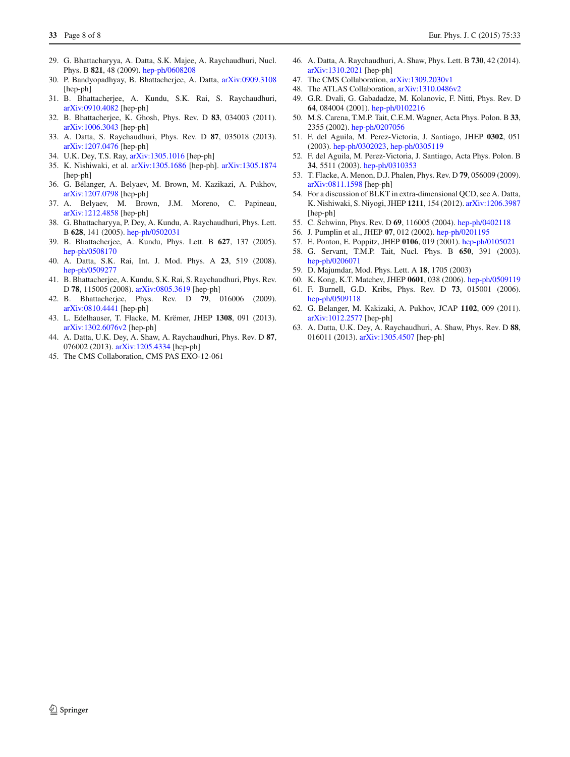29. G. Bhattacharyya, A. Datta, S.K. Majee, A. Raychaudhuri, Nucl. Phys. B **821**, 48 (2009). hep-ph/0608208
30. P. Bandyopadhyay, B. Bhattacherjee, A. Datta, arXiv:0909.3108 [hep-ph]
31. B. Bhattacherjee, A. Kundu, S.K. Rai, S. Raychaudhuri, arXiv:0910.4082 [hep-ph]
32. B. Bhattacherjee, K. Ghosh, Phys. Rev. D **83**, 034003 (2011). arXiv:1006.3043 [hep-ph]
33. A. Datta, S. Raychaudhuri, Phys. Rev. D **87**, 035018 (2013). arXiv:1207.0476 [hep-ph]
34. U.K. Dey, T.S. Ray, arXiv:1305.1016 [hep-ph]
35. K. Nishiwaki, et al. arXiv:1305.1686 [hep-ph]. arXiv:1305.1874 [hep-ph]
36. G. Bélanger, A. Belyaev, M. Brown, M. Kazikazi, A. Pukhov, arXiv:1207.0798 [hep-ph]
37. A. Belyaev, M. Brown, J.M. Moreno, C. Papineau, arXiv:1212.4858 [hep-ph]
38. G. Bhattacharyya, P. Dey, A. Kundu, A. Raychaudhuri, Phys. Lett. B **628**, 141 (2005). hep-ph/0502031
39. B. Bhattacherjee, A. Kundu, Phys. Lett. B **627**, 137 (2005). hep-ph/0508170
40. A. Datta, S.K. Rai, Int. J. Mod. Phys. A **23**, 519 (2008). hep-ph/0509277
41. B. Bhattacherjee, A. Kundu, S.K. Rai, S. Raychaudhuri, Phys. Rev. D **78**, 115005 (2008). arXiv:0805.3619 [hep-ph]
42. B. Bhattacherjee, Phys. Rev. D **79**, 016006 (2009). arXiv:0810.4441 [hep-ph]
43. L. Edelhauser, T. Flacke, M. Krëmer, JHEP **1308**, 091 (2013). arXiv:1302.6076v2 [hep-ph]
44. A. Datta, U.K. Dey, A. Shaw, A. Raychaudhuri, Phys. Rev. D **87**, 076002 (2013). arXiv:1205.4334 [hep-ph]
45. The CMS Collaboration, CMS PAS EXO-12-061
46. A. Datta, A. Raychaudhuri, A. Shaw, Phys. Lett. B **730**, 42 (2014). arXiv:1310.2021 [hep-ph]
47. The CMS Collaboration, arXiv:1309.2030v1
48. The ATLAS Collaboration, arXiv:1310.0486v2
49. G.R. Dvali, G. Gabadadze, M. Kolanovic, F. Nitti, Phys. Rev. D **64**, 084004 (2001). hep-ph/0102216
50. M.S. Carena, T.M.P. Tait, C.E.M. Wagner, Acta Phys. Polon. B **33**, 2355 (2002). hep-ph/0207056
51. F. del Aguila, M. Perez-Victoria, J. Santiago, JHEP **0302**, 051 (2003). hep-ph/0302023, hep-ph/0305119
52. F. del Aguila, M. Perez-Victoria, J. Santiago, Acta Phys. Polon. B **34**, 5511 (2003). hep-ph/0310353
53. T. Flacke, A. Menon, D.J. Phalen, Phys. Rev. D **79**, 056009 (2009). arXiv:0811.1598 [hep-ph]
54. For a discussion of BLKT in extra-dimensional QCD, see A. Datta, K. Nishiwaki, S. Niyogi, JHEP **1211**, 154 (2012). arXiv:1206.3987 [hep-ph]
55. C. Schwinn, Phys. Rev. D **69**, 116005 (2004). hep-ph/0402118
56. J. Pumplin et al., JHEP **07**, 012 (2002). hep-ph/0201195
57. E. Ponton, E. Poppitz, JHEP **0106**, 019 (2001). hep-ph/0105021
58. G. Servant, T.M.P. Tait, Nucl. Phys. B **650**, 391 (2003). hep-ph/0206071
59. D. Majumdar, Mod. Phys. Lett. A **18**, 1705 (2003)
60. K. Kong, K.T. Matchev, JHEP **0601**, 038 (2006). hep-ph/0509119
61. F. Burnell, G.D. Kribs, Phys. Rev. D **73**, 015001 (2006). hep-ph/0509118
62. G. Belanger, M. Kakizaki, A. Pukhov, JCAP **1102**, 009 (2011). arXiv:1012.2577 [hep-ph]
63. A. Datta, U.K. Dey, A. Raychaudhuri, A. Shaw, Phys. Rev. D **88**, 016011 (2013). arXiv:1305.4507 [hep-ph]